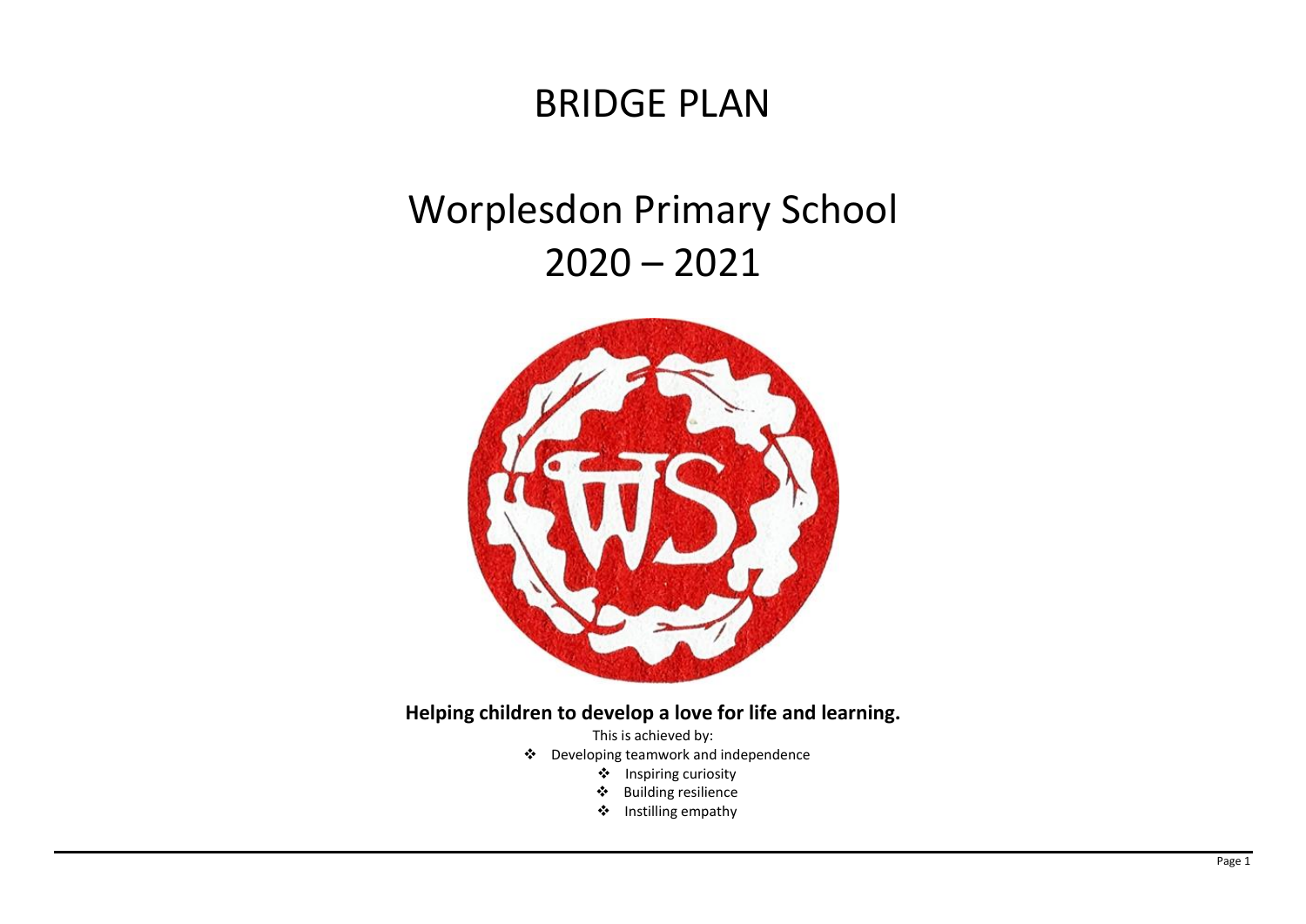# BRIDGE PLAN

# Worplesdon Primary School
# 2020 – 2021

**Helping children to develop a love for life and learning.**

This is achieved by:

- Developing teamwork and independence
- Inspiring curiosity
- Building resilience
- Instilling empathy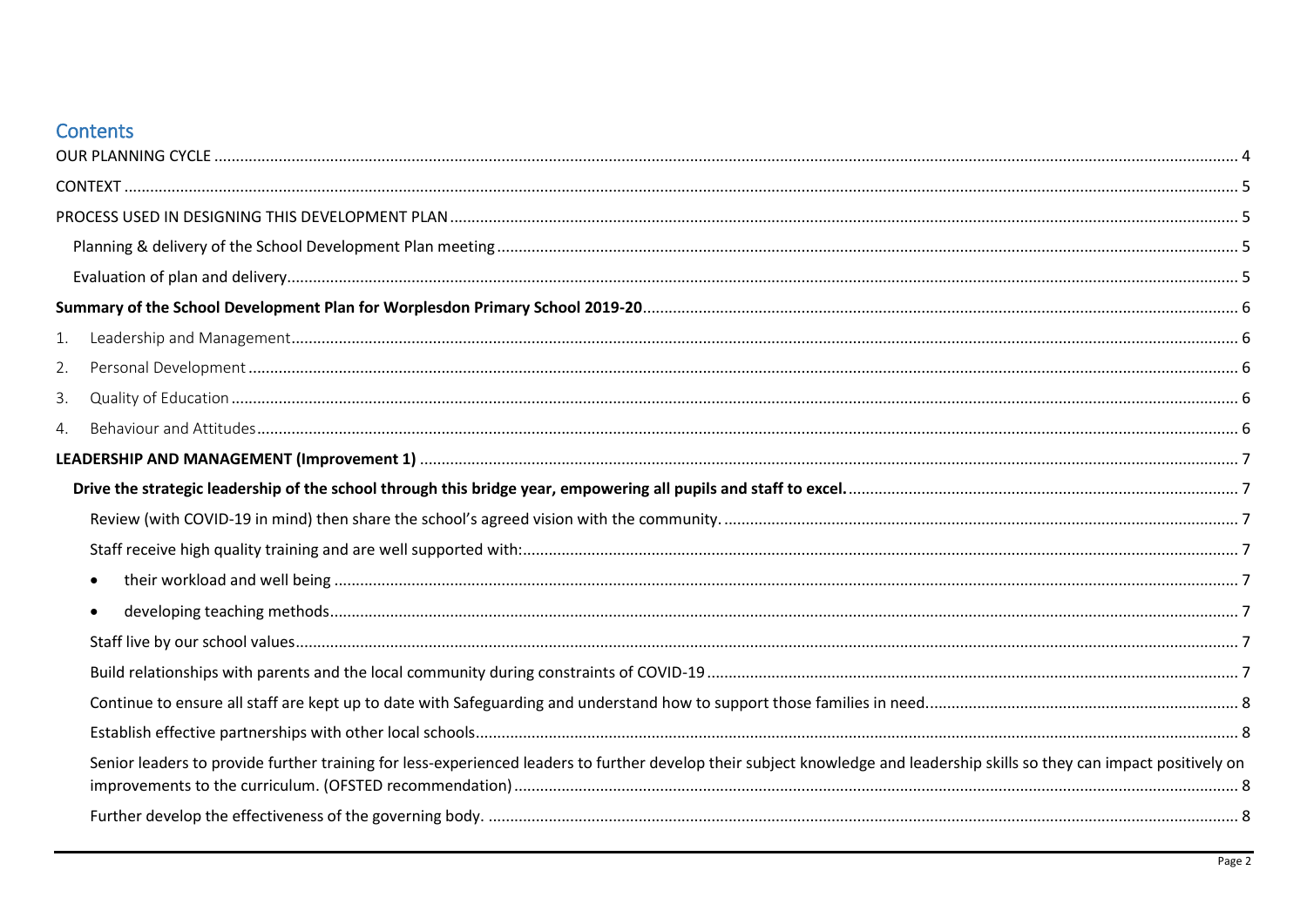# Contents

OUR PLANNING CYCLE ..... 4

CONTEXT ..... 5

PROCESS USED IN DESIGNING THIS DEVELOPMENT PLAN ..... 5

- Planning & delivery of the School Development Plan meeting ..... 5
- Evaluation of plan and delivery ..... 5

**Summary of the School Development Plan for Worplesdon Primary School 2019-20** ..... 6

1. Leadership and Management ..... 6
2. Personal Development ..... 6
3. Quality of Education ..... 6
4. Behaviour and Attitudes ..... 6

**LEADERSHIP AND MANAGEMENT (Improvement 1)** ..... 7

- **Drive the strategic leadership of the school through this bridge year, empowering all pupils and staff to excel.** ..... 7
  - Review (with COVID-19 in mind) then share the school's agreed vision with the community. ..... 7
  - Staff receive high quality training and are well supported with: ..... 7
    - their workload and well being ..... 7
    - developing teaching methods ..... 7
  - Staff live by our school values ..... 7
  - Build relationships with parents and the local community during constraints of COVID-19 ..... 7
  - Continue to ensure all staff are kept up to date with Safeguarding and understand how to support those families in need. ..... 8
  - Establish effective partnerships with other local schools ..... 8
  - Senior leaders to provide further training for less-experienced leaders to further develop their subject knowledge and leadership skills so they can impact positively on improvements to the curriculum. (OFSTED recommendation) ..... 8
  - Further develop the effectiveness of the governing body. ..... 8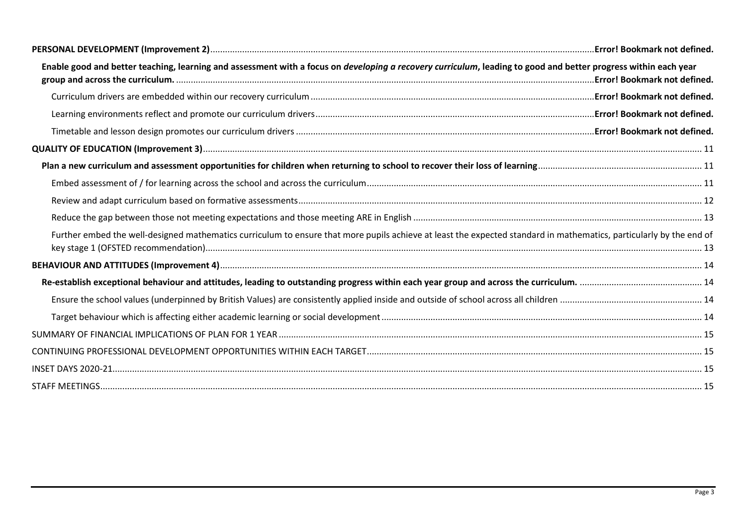**PERSONAL DEVELOPMENT (Improvement 2)**......**Error! Bookmark not defined.**

**Enable good and better teaching, learning and assessment with a focus on *developing a recovery curriculum*, leading to good and better progress within each year group and across the curriculum.** ......**Error! Bookmark not defined.**

Curriculum drivers are embedded within our recovery curriculum ......**Error! Bookmark not defined.**

Learning environments reflect and promote our curriculum drivers......**Error! Bookmark not defined.**

Timetable and lesson design promotes our curriculum drivers ......**Error! Bookmark not defined.**

**QUALITY OF EDUCATION (Improvement 3)**...... 11

**Plan a new curriculum and assessment opportunities for children when returning to school to recover their loss of learning**...... 11

Embed assessment of / for learning across the school and across the curriculum...... 11

Review and adapt curriculum based on formative assessments...... 12

Reduce the gap between those not meeting expectations and those meeting ARE in English ...... 13

Further embed the well-designed mathematics curriculum to ensure that more pupils achieve at least the expected standard in mathematics, particularly by the end of key stage 1 (OFSTED recommendation)...... 13

**BEHAVIOUR AND ATTITUDES (Improvement 4)**...... 14

**Re-establish exceptional behaviour and attitudes, leading to outstanding progress within each year group and across the curriculum.** ...... 14

Ensure the school values (underpinned by British Values) are consistently applied inside and outside of school across all children ...... 14

Target behaviour which is affecting either academic learning or social development ...... 14

SUMMARY OF FINANCIAL IMPLICATIONS OF PLAN FOR 1 YEAR ...... 15

CONTINUING PROFESSIONAL DEVELOPMENT OPPORTUNITIES WITHIN EACH TARGET...... 15

INSET DAYS 2020-21...... 15

STAFF MEETINGS...... 15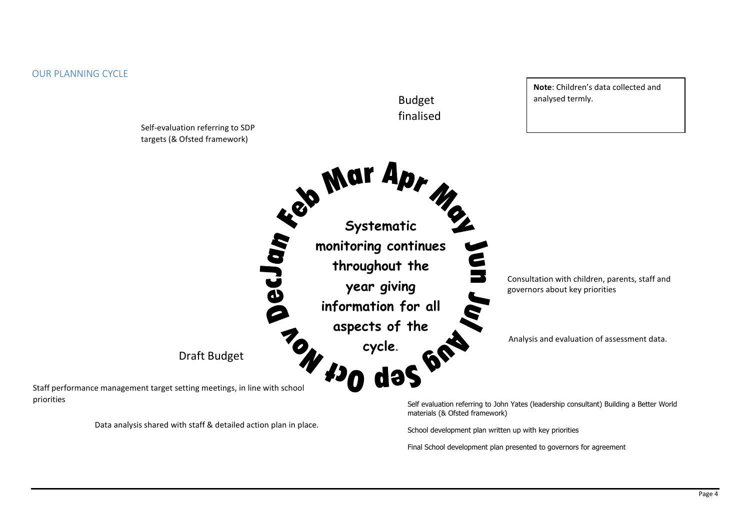## OUR PLANNING CYCLE

**Note**: Children's data collected and analysed termly.

Budget finalised

Self-evaluation referring to SDP targets (& Ofsted framework)

Jan Feb Mar Apr May Jun Jul Aug Sep Oct Nov Dec

**Systematic monitoring continues throughout the year giving information for all aspects of the cycle.**

Consultation with children, parents, staff and governors about key priorities

Analysis and evaluation of assessment data.

Draft Budget

Staff performance management target setting meetings, in line with school priorities

Data analysis shared with staff & detailed action plan in place.

Self evaluation referring to John Yates (leadership consultant) Building a Better World materials (& Ofsted framework)

School development plan written up with key priorities

Final School development plan presented to governors for agreement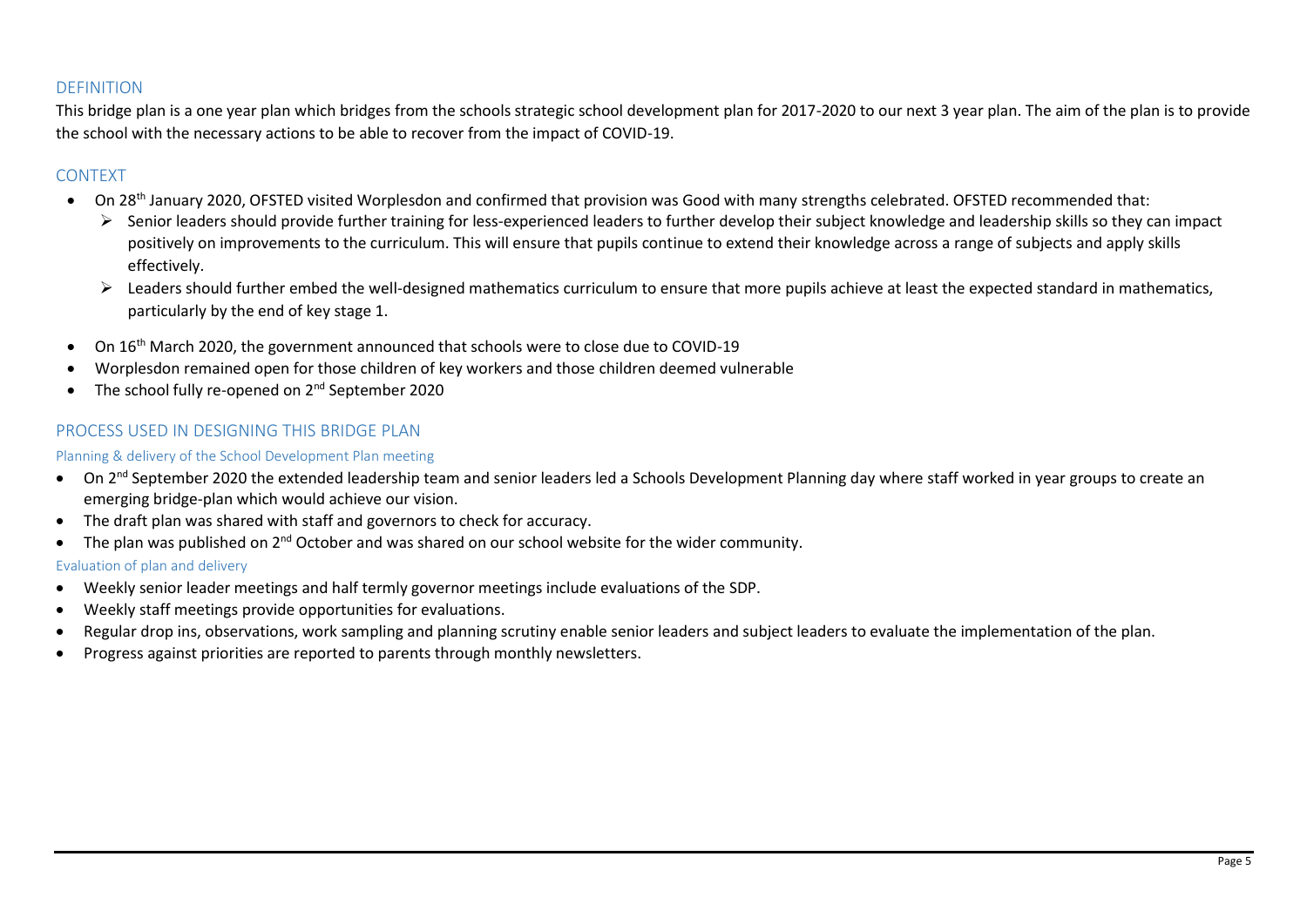## DEFINITION

This bridge plan is a one year plan which bridges from the schools strategic school development plan for 2017-2020 to our next 3 year plan. The aim of the plan is to provide the school with the necessary actions to be able to recover from the impact of COVID-19.

## CONTEXT

- On 28th January 2020, OFSTED visited Worplesdon and confirmed that provision was Good with many strengths celebrated. OFSTED recommended that:
  - Senior leaders should provide further training for less-experienced leaders to further develop their subject knowledge and leadership skills so they can impact positively on improvements to the curriculum. This will ensure that pupils continue to extend their knowledge across a range of subjects and apply skills effectively.
  - Leaders should further embed the well-designed mathematics curriculum to ensure that more pupils achieve at least the expected standard in mathematics, particularly by the end of key stage 1.
- On 16th March 2020, the government announced that schools were to close due to COVID-19
- Worplesdon remained open for those children of key workers and those children deemed vulnerable
- The school fully re-opened on 2nd September 2020

## PROCESS USED IN DESIGNING THIS BRIDGE PLAN

### Planning & delivery of the School Development Plan meeting

- On 2nd September 2020 the extended leadership team and senior leaders led a Schools Development Planning day where staff worked in year groups to create an emerging bridge-plan which would achieve our vision.
- The draft plan was shared with staff and governors to check for accuracy.
- The plan was published on 2nd October and was shared on our school website for the wider community.

### Evaluation of plan and delivery

- Weekly senior leader meetings and half termly governor meetings include evaluations of the SDP.
- Weekly staff meetings provide opportunities for evaluations.
- Regular drop ins, observations, work sampling and planning scrutiny enable senior leaders and subject leaders to evaluate the implementation of the plan.
- Progress against priorities are reported to parents through monthly newsletters.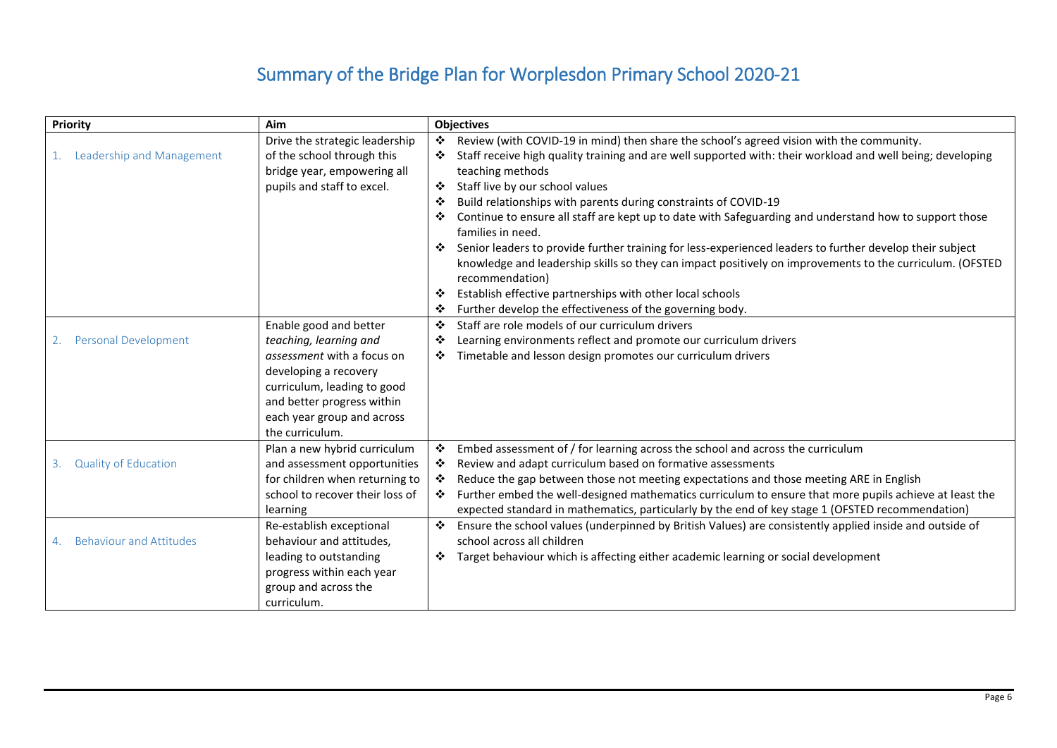# Summary of the Bridge Plan for Worplesdon Primary School 2020-21

| Priority | Aim | Objectives |
| --- | --- | --- |
| 1. Leadership and Management | Drive the strategic leadership of the school through this bridge year, empowering all pupils and staff to excel. | ❖ Review (with COVID-19 in mind) then share the school's agreed vision with the community.<br>❖ Staff receive high quality training and are well supported with: their workload and well being; developing teaching methods<br>❖ Staff live by our school values<br>❖ Build relationships with parents during constraints of COVID-19<br>❖ Continue to ensure all staff are kept up to date with Safeguarding and understand how to support those families in need.<br>❖ Senior leaders to provide further training for less-experienced leaders to further develop their subject knowledge and leadership skills so they can impact positively on improvements to the curriculum. (OFSTED recommendation)<br>❖ Establish effective partnerships with other local schools<br>❖ Further develop the effectiveness of the governing body. |
| 2. Personal Development | Enable good and better *teaching, learning and assessment* with a focus on developing a recovery curriculum, leading to good and better progress within each year group and across the curriculum. | ❖ Staff are role models of our curriculum drivers<br>❖ Learning environments reflect and promote our curriculum drivers<br>❖ Timetable and lesson design promotes our curriculum drivers |
| 3. Quality of Education | Plan a new hybrid curriculum and assessment opportunities for children when returning to school to recover their loss of learning | ❖ Embed assessment of / for learning across the school and across the curriculum<br>❖ Review and adapt curriculum based on formative assessments<br>❖ Reduce the gap between those not meeting expectations and those meeting ARE in English<br>❖ Further embed the well-designed mathematics curriculum to ensure that more pupils achieve at least the expected standard in mathematics, particularly by the end of key stage 1 (OFSTED recommendation) |
| 4. Behaviour and Attitudes | Re-establish exceptional behaviour and attitudes, leading to outstanding progress within each year group and across the curriculum. | ❖ Ensure the school values (underpinned by British Values) are consistently applied inside and outside of school across all children<br>❖ Target behaviour which is affecting either academic learning or social development |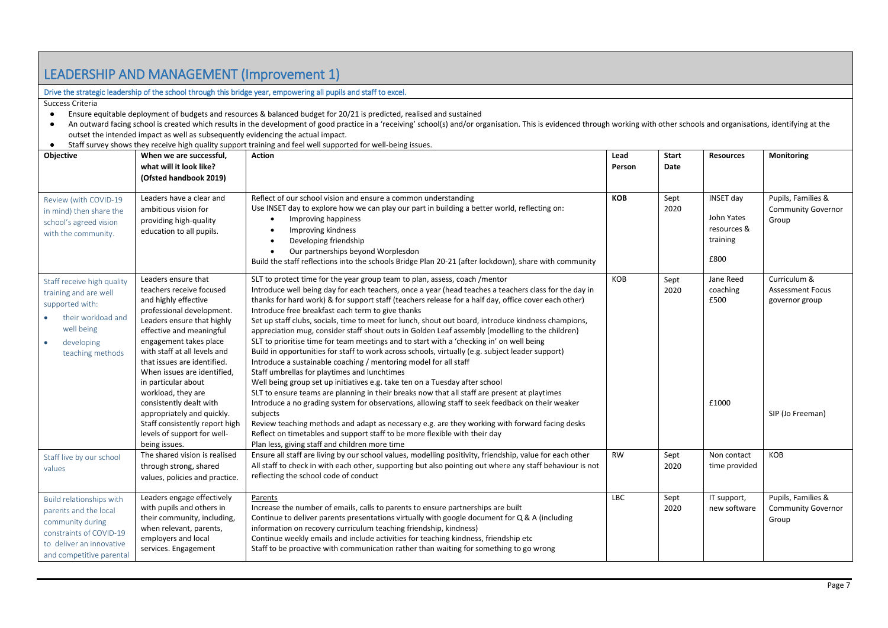## LEADERSHIP AND MANAGEMENT (Improvement 1)

Drive the strategic leadership of the school through this bridge year, empowering all pupils and staff to excel.

Success Criteria

- Ensure equitable deployment of budgets and resources & balanced budget for 20/21 is predicted, realised and sustained
- An outward facing school is created which results in the development of good practice in a 'receiving' school(s) and/or organisation. This is evidenced through working with other schools and organisations, identifying at the outset the intended impact as well as subsequently evidencing the actual impact.
- Staff survey shows they receive high quality support training and feel well supported for well-being issues.

| Objective | When we are successful, what will it look like? (Ofsted handbook 2019) | Action | Lead Person | Start Date | Resources | Monitoring |
|---|---|---|---|---|---|---|
| Review (with COVID-19 in mind) then share the school's agreed vision with the community. | Leaders have a clear and ambitious vision for providing high-quality education to all pupils. | Reflect of our school vision and ensure a common understanding<br>Use INSET day to explore how we can play our part in building a better world, reflecting on:<br>• Improving happiness<br>• Improving kindness<br>• Developing friendship<br>• Our partnerships beyond Worplesdon<br>Build the staff reflections into the schools Bridge Plan 20-21 (after lockdown), share with community | **KOB** | Sept 2020 | INSET day<br>John Yates resources & training<br>£800 | Pupils, Families & Community Governor Group |
| Staff receive high quality training and are well supported with:<br>• their workload and well being<br>• developing teaching methods | Leaders ensure that teachers receive focused and highly effective professional development. Leaders ensure that highly effective and meaningful engagement takes place with staff at all levels and that issues are identified. When issues are identified, in particular about workload, they are consistently dealt with appropriately and quickly. Staff consistently report high levels of support for well-being issues. | SLT to protect time for the year group team to plan, assess, coach /mentor<br>Introduce well being day for each teachers, once a year (head teaches a teachers class for the day in thanks for hard work) & for support staff (teachers release for a half day, office cover each other)<br>Introduce free breakfast each term to give thanks<br>Set up staff clubs, socials, time to meet for lunch, shout out board, introduce kindness champions, appreciation mug, consider staff shout outs in Golden Leaf assembly (modelling to the children)<br>SLT to prioritise time for team meetings and to start with a 'checking in' on well being<br>Build in opportunities for staff to work across schools, virtually (e.g. subject leader support)<br>Introduce a sustainable coaching / mentoring model for all staff<br>Staff umbrellas for playtimes and lunchtimes<br>Well being group set up initiatives e.g. take ten on a Tuesday after school<br>SLT to ensure teams are planning in their breaks now that all staff are present at playtimes<br>Introduce a no grading system for observations, allowing staff to seek feedback on their weaker subjects<br>Review teaching methods and adapt as necessary e.g. are they working with forward facing desks<br>Reflect on timetables and support staff to be more flexible with their day<br>Plan less, giving staff and children more time | KOB | Sept 2020 | Jane Reed coaching<br>£500<br><br>£1000 | Curriculum & Assessment Focus governor group<br><br>SIP (Jo Freeman) |
| Staff live by our school values | The shared vision is realised through strong, shared values, policies and practice. | Ensure all staff are living by our school values, modelling positivity, friendship, value for each other<br>All staff to check in with each other, supporting but also pointing out where any staff behaviour is not reflecting the school code of conduct | RW | Sept 2020 | Non contact time provided | KOB |
| Build relationships with parents and the local community during constraints of COVID-19 to deliver an innovative and competitive parental | Leaders engage effectively with pupils and others in their community, including, when relevant, parents, employers and local services. Engagement | Parents<br>Increase the number of emails, calls to parents to ensure partnerships are built<br>Continue to deliver parents presentations virtually with google document for Q & A (including information on recovery curriculum teaching friendship, kindness)<br>Continue weekly emails and include activities for teaching kindness, friendship etc<br>Staff to be proactive with communication rather than waiting for something to go wrong | LBC | Sept 2020 | IT support, new software | Pupils, Families & Community Governor Group |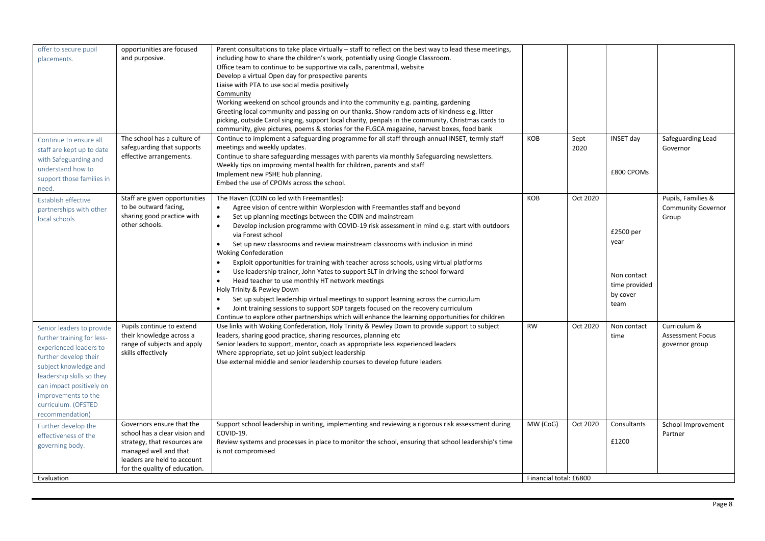| | | | | | | |
|---|---|---|---|---|---|---|
| offer to secure pupil placements. | opportunities are focused and purposive. | Parent consultations to take place virtually – staff to reflect on the best way to lead these meetings, including how to share the children's work, potentially using Google Classroom.<br>Office team to continue to be supportive via calls, parentmail, website<br>Develop a virtual Open day for prospective parents<br>Liaise with PTA to use social media positively<br>Community<br>Working weekend on school grounds and into the community e.g. painting, gardening<br>Greeting local community and passing on our thanks. Show random acts of kindness e.g. litter picking, outside Carol singing, support local charity, penpals in the community, Christmas cards to community, give pictures, poems & stories for the FLGCA magazine, harvest boxes, food bank | | | | |
| Continue to ensure all staff are kept up to date with Safeguarding and understand how to support those families in need. | The school has a culture of safeguarding that supports effective arrangements. | Continue to implement a safeguarding programme for all staff through annual INSET, termly staff meetings and weekly updates.<br>Continue to share safeguarding messages with parents via monthly Safeguarding newsletters.<br>Weekly tips on improving mental health for children, parents and staff<br>Implement new PSHE hub planning.<br>Embed the use of CPOMs across the school. | KOB | Sept 2020 | INSET day<br><br>£800 CPOMs | Safeguarding Lead Governor |
| Establish effective partnerships with other local schools | Staff are given opportunities to be outward facing, sharing good practice with other schools. | The Haven (COIN co led with Freemantles):<br>• Agree vision of centre within Worplesdon with Freemantles staff and beyond<br>• Set up planning meetings between the COIN and mainstream<br>• Develop inclusion programme with COVID-19 risk assessment in mind e.g. start with outdoors via Forest school<br>• Set up new classrooms and review mainstream classrooms with inclusion in mind<br>Woking Confederation<br>• Exploit opportunities for training with teacher across schools, using virtual platforms<br>• Use leadership trainer, John Yates to support SLT in driving the school forward<br>• Head teacher to use monthly HT network meetings<br>Holy Trinity & Pewley Down<br>• Set up subject leadership virtual meetings to support learning across the curriculum<br>• Joint training sessions to support SDP targets focused on the recovery curriculum<br>Continue to explore other partnerships which will enhance the learning opportunities for children | KOB | Oct 2020 | £2500 per year<br><br>Non contact time provided by cover team | Pupils, Families & Community Governor Group |
| Senior leaders to provide further training for less-experienced leaders to further develop their subject knowledge and leadership skills so they can impact positively on improvements to the curriculum. (OFSTED recommendation) | Pupils continue to extend their knowledge across a range of subjects and apply skills effectively | Use links with Woking Confederation, Holy Trinity & Pewley Down to provide support to subject leaders, sharing good practice, sharing resources, planning etc<br>Senior leaders to support, mentor, coach as appropriate less experienced leaders<br>Where appropriate, set up joint subject leadership<br>Use external middle and senior leadership courses to develop future leaders | RW | Oct 2020 | Non contact time | Curriculum & Assessment Focus governor group |
| Further develop the effectiveness of the governing body. | Governors ensure that the school has a clear vision and strategy, that resources are managed well and that leaders are held to account for the quality of education. | Support school leadership in writing, implementing and reviewing a rigorous risk assessment during COVID-19.<br>Review systems and processes in place to monitor the school, ensuring that school leadership's time is not compromised | MW (CoG) | Oct 2020 | Consultants<br><br>£1200 | School Improvement Partner |
| Evaluation | | | Financial total: £6800 | | | |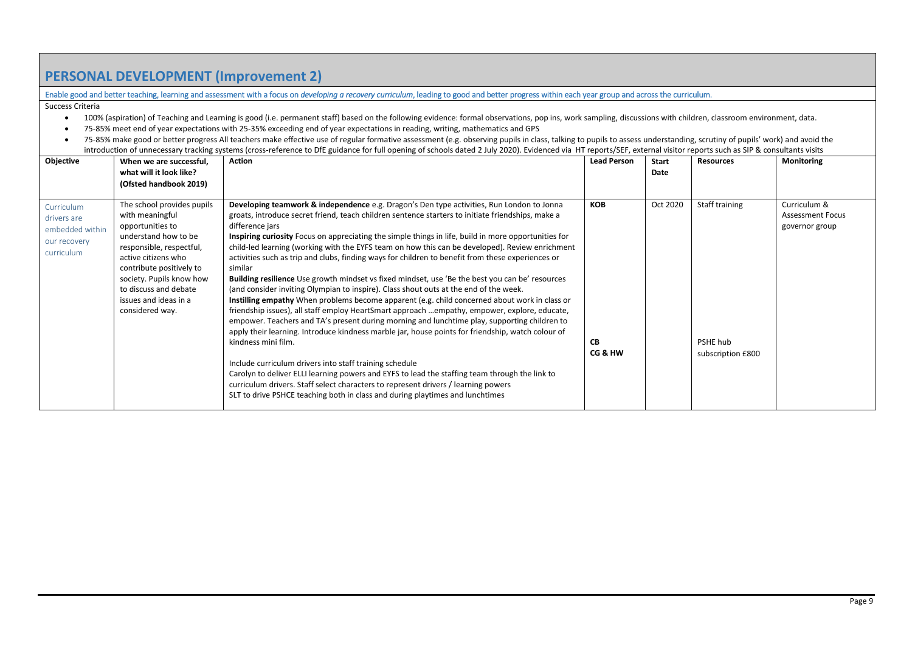## PERSONAL DEVELOPMENT (Improvement 2)

Enable good and better teaching, learning and assessment with a focus on *developing a recovery curriculum*, leading to good and better progress within each year group and across the curriculum.

Success Criteria

- 100% (aspiration) of Teaching and Learning is good (i.e. permanent staff) based on the following evidence: formal observations, pop ins, work sampling, discussions with children, classroom environment, data.
- 75-85% meet end of year expectations with 25-35% exceeding end of year expectations in reading, writing, mathematics and GPS
- 75-85% make good or better progress All teachers make effective use of regular formative assessment (e.g. observing pupils in class, talking to pupils to assess understanding, scrutiny of pupils' work) and avoid the introduction of unnecessary tracking systems (cross-reference to DfE guidance for full opening of schools dated 2 July 2020). Evidenced via HT reports/SEF, external visitor reports such as SIP & consultants visits

| Objective | When we are successful, what will it look like? (Ofsted handbook 2019) | Action | Lead Person | Start Date | Resources | Monitoring |
|---|---|---|---|---|---|---|
| Curriculum drivers are embedded within our recovery curriculum | The school provides pupils with meaningful opportunities to understand how to be responsible, respectful, active citizens who contribute positively to society. Pupils know how to discuss and debate issues and ideas in a considered way. | **Developing teamwork & independence** e.g. Dragon's Den type activities, Run London to Jonna groats, introduce secret friend, teach children sentence starters to initiate friendships, make a difference jars<br>**Inspiring curiosity** Focus on appreciating the simple things in life, build in more opportunities for child-led learning (working with the EYFS team on how this can be developed). Review enrichment activities such as trip and clubs, finding ways for children to benefit from these experiences or similar<br>**Building resilience** Use growth mindset vs fixed mindset, use 'Be the best you can be' resources (and consider inviting Olympian to inspire). Class shout outs at the end of the week.<br>**Instilling empathy** When problems become apparent (e.g. child concerned about work in class or friendship issues), all staff employ HeartSmart approach …empathy, empower, explore, educate, empower. Teachers and TA's present during morning and lunchtime play, supporting children to apply their learning. Introduce kindness marble jar, house points for friendship, watch colour of kindness mini film.<br><br>Include curriculum drivers into staff training schedule<br>Carolyn to deliver ELLI learning powers and EYFS to lead the staffing team through the link to curriculum drivers. Staff select characters to represent drivers / learning powers<br>SLT to drive PSHCE teaching both in class and during playtimes and lunchtimes | **KOB**<br><br><br><br><br><br><br><br><br><br><br><br><br><br>**CB**<br>**CG & HW** | Oct 2020 | Staff training<br><br><br><br><br><br><br><br><br><br><br><br><br><br><br>PSHE hub subscription £800 | Curriculum & Assessment Focus governor group |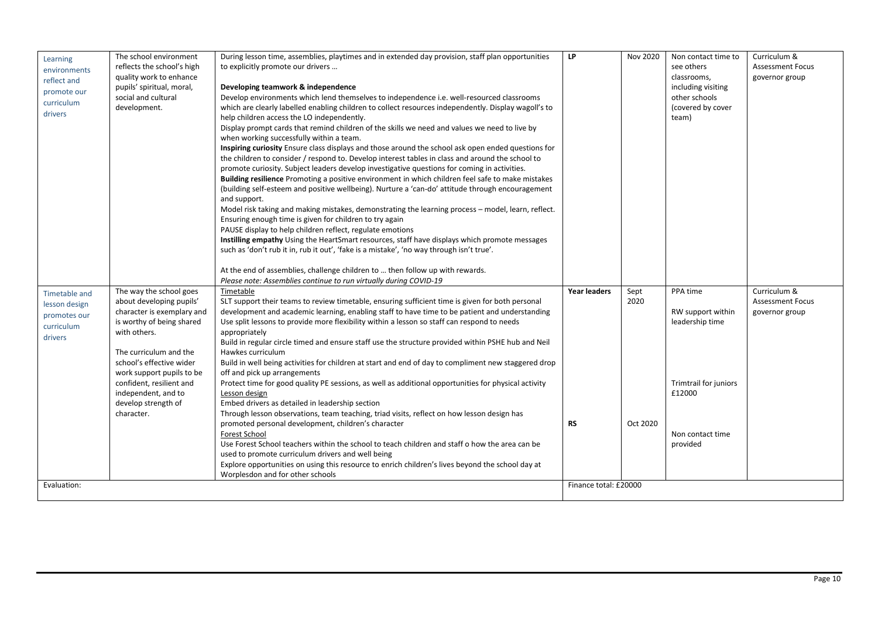| | | | | | | |
|---|---|---|---|---|---|---|
| Learning environments reflect and promote our curriculum drivers | The school environment reflects the school's high quality work to enhance pupils' spiritual, moral, social and cultural development. | During lesson time, assemblies, playtimes and in extended day provision, staff plan opportunities to explicitly promote our drivers …<br><br>**Developing teamwork & independence**<br>Develop environments which lend themselves to independence i.e. well-resourced classrooms which are clearly labelled enabling children to collect resources independently. Display wagoll's to help children access the LO independently.<br>Display prompt cards that remind children of the skills we need and values we need to live by when working successfully within a team.<br>**Inspiring curiosity** Ensure class displays and those around the school ask open ended questions for the children to consider / respond to. Develop interest tables in class and around the school to promote curiosity. Subject leaders develop investigative questions for coming in activities.<br>**Building resilience** Promoting a positive environment in which children feel safe to make mistakes (building self-esteem and positive wellbeing). Nurture a 'can-do' attitude through encouragement and support.<br>Model risk taking and making mistakes, demonstrating the learning process – model, learn, reflect. Ensuring enough time is given for children to try again<br>PAUSE display to help children reflect, regulate emotions<br>**Instilling empathy** Using the HeartSmart resources, staff have displays which promote messages such as 'don't rub it in, rub it out', 'fake is a mistake', 'no way through isn't true'.<br><br>At the end of assemblies, challenge children to … then follow up with rewards.<br>*Please note: Assemblies continue to run virtually during COVID-19* | **LP** | Nov 2020 | Non contact time to see others classrooms, including visiting other schools (covered by cover team) | Curriculum & Assessment Focus governor group |
| Timetable and lesson design promotes our curriculum drivers | The way the school goes about developing pupils' character is exemplary and is worthy of being shared with others.<br><br>The curriculum and the school's effective wider work support pupils to be confident, resilient and independent, and to develop strength of character. | Timetable<br>SLT support their teams to review timetable, ensuring sufficient time is given for both personal development and academic learning, enabling staff to have time to be patient and understanding<br>Use split lessons to provide more flexibility within a lesson so staff can respond to needs appropriately<br>Build in regular circle timed and ensure staff use the structure provided within PSHE hub and Neil Hawkes curriculum<br>Build in well being activities for children at start and end of day to compliment new staggered drop off and pick up arrangements<br>Protect time for good quality PE sessions, as well as additional opportunities for physical activity<br>Lesson design<br>Embed drivers as detailed in leadership section<br>Through lesson observations, team teaching, triad visits, reflect on how lesson design has promoted personal development, children's character<br>Forest School<br>Use Forest School teachers within the school to teach children and staff o how the area can be used to promote curriculum drivers and well being<br>Explore opportunities on using this resource to enrich children's lives beyond the school day at Worplesdon and for other schools | **Year leaders**<br><br><br><br><br><br><br><br><br><br>**RS** | Sept 2020<br><br><br><br><br><br><br><br><br><br>Oct 2020 | PPA time<br><br>RW support within leadership time<br><br><br><br>Trimtrail for juniors £12000<br><br><br>Non contact time provided | Curriculum & Assessment Focus governor group |
| Evaluation: | | | Finance total: £20000 | | | |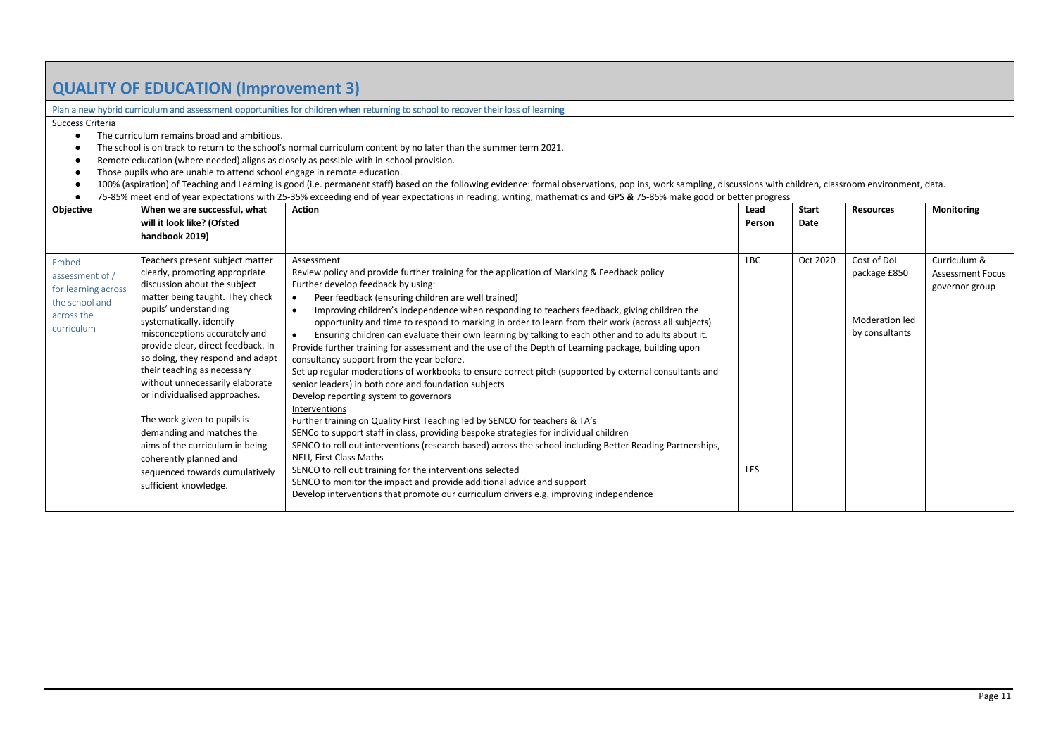## QUALITY OF EDUCATION (Improvement 3)

Plan a new hybrid curriculum and assessment opportunities for children when returning to school to recover their loss of learning

Success Criteria

- The curriculum remains broad and ambitious.
- The school is on track to return to the school's normal curriculum content by no later than the summer term 2021.
- Remote education (where needed) aligns as closely as possible with in-school provision.
- Those pupils who are unable to attend school engage in remote education.
- 100% (aspiration) of Teaching and Learning is good (i.e. permanent staff) based on the following evidence: formal observations, pop ins, work sampling, discussions with children, classroom environment, data.
- 75-85% meet end of year expectations with 25-35% exceeding end of year expectations in reading, writing, mathematics and GPS **&** 75-85% make good or better progress

| Objective | When we are successful, what will it look like? (Ofsted handbook 2019) | Action | Lead Person | Start Date | Resources | Monitoring |
|---|---|---|---|---|---|---|
| Embed assessment of / for learning across the school and across the curriculum | Teachers present subject matter clearly, promoting appropriate discussion about the subject matter being taught. They check pupils' understanding systematically, identify misconceptions accurately and provide clear, direct feedback. In so doing, they respond and adapt their teaching as necessary without unnecessarily elaborate or individualised approaches.<br><br>The work given to pupils is demanding and matches the aims of the curriculum in being coherently planned and sequenced towards cumulatively sufficient knowledge. | Assessment<br>Review policy and provide further training for the application of Marking & Feedback policy<br>Further develop feedback by using:<br>• Peer feedback (ensuring children are well trained)<br>• Improving children's independence when responding to teachers feedback, giving children the opportunity and time to respond to marking in order to learn from their work (across all subjects)<br>• Ensuring children can evaluate their own learning by talking to each other and to adults about it.<br>Provide further training for assessment and the use of the Depth of Learning package, building upon consultancy support from the year before.<br>Set up regular moderations of workbooks to ensure correct pitch (supported by external consultants and senior leaders) in both core and foundation subjects<br>Develop reporting system to governors<br>Interventions<br>Further training on Quality First Teaching led by SENCO for teachers & TA's<br>SENCo to support staff in class, providing bespoke strategies for individual children<br>SENCO to roll out interventions (research based) across the school including Better Reading Partnerships, NELI, First Class Maths<br>SENCO to roll out training for the interventions selected<br>SENCO to monitor the impact and provide additional advice and support<br>Develop interventions that promote our curriculum drivers e.g. improving independence | LBC<br><br><br><br><br><br><br><br><br><br><br><br><br><br>LES | Oct 2020 | Cost of DoL package £850<br><br>Moderation led by consultants | Curriculum & Assessment Focus governor group |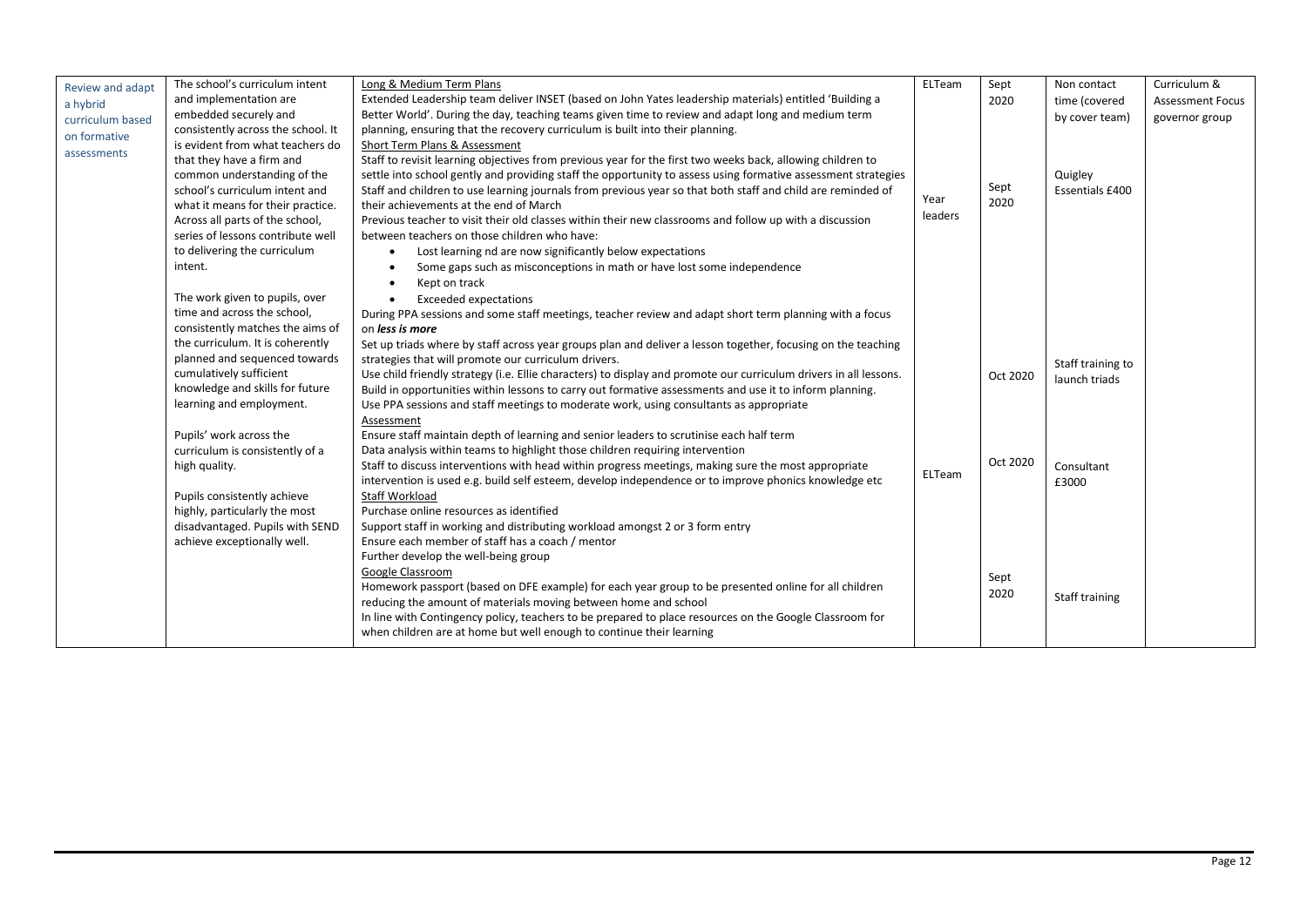| | | | | | | |
|---|---|---|---|---|---|---|
| Review and adapt a hybrid curriculum based on formative assessments | The school's curriculum intent and implementation are embedded securely and consistently across the school. It is evident from what teachers do that they have a firm and common understanding of the school's curriculum intent and what it means for their practice. Across all parts of the school, series of lessons contribute well to delivering the curriculum intent.<br><br>The work given to pupils, over time and across the school, consistently matches the aims of the curriculum. It is coherently planned and sequenced towards cumulatively sufficient knowledge and skills for future learning and employment.<br><br>Pupils' work across the curriculum is consistently of a high quality.<br><br>Pupils consistently achieve highly, particularly the most disadvantaged. Pupils with SEND achieve exceptionally well. | Long & Medium Term Plans<br>Extended Leadership team deliver INSET (based on John Yates leadership materials) entitled 'Building a Better World'. During the day, teaching teams given time to review and adapt long and medium term planning, ensuring that the recovery curriculum is built into their planning.<br>Short Term Plans & Assessment<br>Staff to revisit learning objectives from previous year for the first two weeks back, allowing children to settle into school gently and providing staff the opportunity to assess using formative assessment strategies<br>Staff and children to use learning journals from previous year so that both staff and child are reminded of their achievements at the end of March<br>Previous teacher to visit their old classes within their new classrooms and follow up with a discussion between teachers on those children who have:<br>• Lost learning nd are now significantly below expectations<br>• Some gaps such as misconceptions in math or have lost some independence<br>• Kept on track<br>• Exceeded expectations<br>During PPA sessions and some staff meetings, teacher review and adapt short term planning with a focus on ***less is more***<br>Set up triads where by staff across year groups plan and deliver a lesson together, focusing on the teaching strategies that will promote our curriculum drivers.<br>Use child friendly strategy (i.e. Ellie characters) to display and promote our curriculum drivers in all lessons.<br>Build in opportunities within lessons to carry out formative assessments and use it to inform planning.<br>Use PPA sessions and staff meetings to moderate work, using consultants as appropriate<br>Assessment<br>Ensure staff maintain depth of learning and senior leaders to scrutinise each half term<br>Data analysis within teams to highlight those children requiring intervention<br>Staff to discuss interventions with head within progress meetings, making sure the most appropriate intervention is used e.g. build self esteem, develop independence or to improve phonics knowledge etc<br>Staff Workload<br>Purchase online resources as identified<br>Support staff in working and distributing workload amongst 2 or 3 form entry<br>Ensure each member of staff has a coach / mentor<br>Further develop the well-being group<br>Google Classroom<br>Homework passport (based on DFE example) for each year group to be presented online for all children reducing the amount of materials moving between home and school<br>In line with Contingency policy, teachers to be prepared to place resources on the Google Classroom for when children are at home but well enough to continue their learning | ELTeam<br><br>Year leaders<br><br>ELTeam | Sept 2020<br><br>Sept 2020<br><br>Oct 2020<br><br>Oct 2020<br><br>Sept 2020 | Non contact time (covered by cover team)<br><br>Quigley Essentials £400<br><br>Staff training to launch triads<br><br>Consultant £3000<br><br>Staff training | Curriculum & Assessment Focus governor group |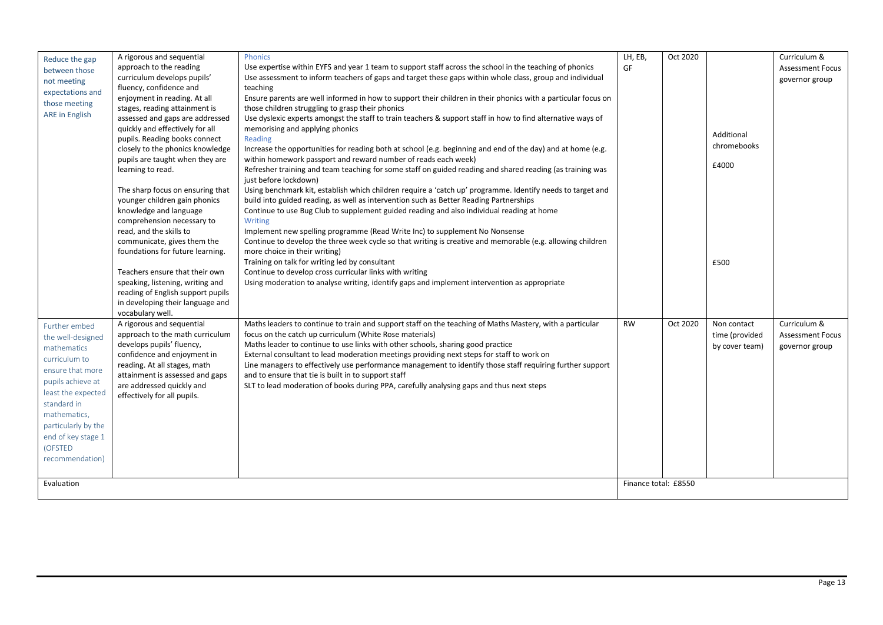| Reduce the gap between those not meeting expectations and those meeting ARE in English | A rigorous and sequential approach to the reading curriculum develops pupils' fluency, confidence and enjoyment in reading. At all stages, reading attainment is assessed and gaps are addressed quickly and effectively for all pupils. Reading books connect closely to the phonics knowledge pupils are taught when they are learning to read.<br><br>The sharp focus on ensuring that younger children gain phonics knowledge and language comprehension necessary to read, and the skills to communicate, gives them the foundations for future learning.<br><br>Teachers ensure that their own speaking, listening, writing and reading of English support pupils in developing their language and vocabulary well. | Phonics<br>Use expertise within EYFS and year 1 team to support staff across the school in the teaching of phonics<br>Use assessment to inform teachers of gaps and target these gaps within whole class, group and individual teaching<br>Ensure parents are well informed in how to support their children in their phonics with a particular focus on those children struggling to grasp their phonics<br>Use dyslexic experts amongst the staff to train teachers & support staff in how to find alternative ways of memorising and applying phonics<br>Reading<br>Increase the opportunities for reading both at school (e.g. beginning and end of the day) and at home (e.g. within homework passport and reward number of reads each week)<br>Refresher training and team teaching for some staff on guided reading and shared reading (as training was just before lockdown)<br>Using benchmark kit, establish which children require a 'catch up' programme. Identify needs to target and build into guided reading, as well as intervention such as Better Reading Partnerships<br>Continue to use Bug Club to supplement guided reading and also individual reading at home<br>Writing<br>Implement new spelling programme (Read Write Inc) to supplement No Nonsense<br>Continue to develop the three week cycle so that writing is creative and memorable (e.g. allowing children more choice in their writing)<br>Training on talk for writing led by consultant<br>Continue to develop cross curricular links with writing<br>Using moderation to analyse writing, identify gaps and implement intervention as appropriate | LH, EB, GF | Oct 2020 | Additional chromebooks<br><br>£4000<br><br>£500 | Curriculum & Assessment Focus governor group |
|---|---|---|---|---|---|---|
| Further embed the well-designed mathematics curriculum to ensure that more pupils achieve at least the expected standard in mathematics, particularly by the end of key stage 1 (OFSTED recommendation) | A rigorous and sequential approach to the math curriculum develops pupils' fluency, confidence and enjoyment in reading. At all stages, math attainment is assessed and gaps are addressed quickly and effectively for all pupils. | Maths leaders to continue to train and support staff on the teaching of Maths Mastery, with a particular focus on the catch up curriculum (White Rose materials)<br>Maths leader to continue to use links with other schools, sharing good practice<br>External consultant to lead moderation meetings providing next steps for staff to work on<br>Line managers to effectively use performance management to identify those staff requiring further support and to ensure that tie is built in to support staff<br>SLT to lead moderation of books during PPA, carefully analysing gaps and thus next steps | RW | Oct 2020 | Non contact time (provided by cover team) | Curriculum & Assessment Focus governor group |
| Evaluation | | | Finance total: £8550 | | | |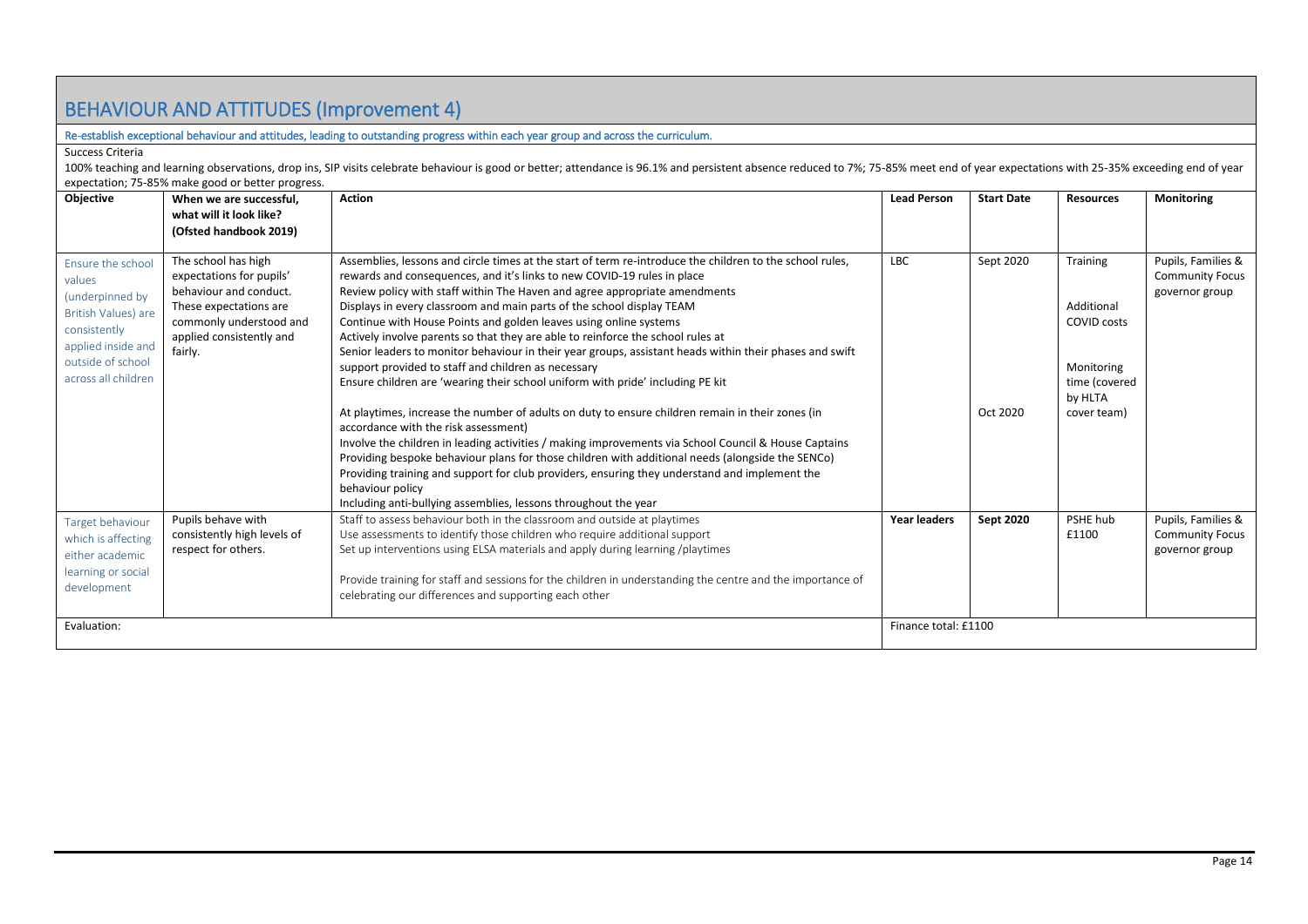# BEHAVIOUR AND ATTITUDES (Improvement 4)

Re-establish exceptional behaviour and attitudes, leading to outstanding progress within each year group and across the curriculum.

Success Criteria

100% teaching and learning observations, drop ins, SIP visits celebrate behaviour is good or better; attendance is 96.1% and persistent absence reduced to 7%; 75-85% meet end of year expectations with 25-35% exceeding end of year expectation; 75-85% make good or better progress.

| Objective | When we are successful, what will it look like? (Ofsted handbook 2019) | Action | Lead Person | Start Date | Resources | Monitoring |
|---|---|---|---|---|---|---|
| Ensure the school values (underpinned by British Values) are consistently applied inside and outside of school across all children | The school has high expectations for pupils' behaviour and conduct. These expectations are commonly understood and applied consistently and fairly. | Assemblies, lessons and circle times at the start of term re-introduce the children to the school rules, rewards and consequences, and it's links to new COVID-19 rules in place<br>Review policy with staff within The Haven and agree appropriate amendments<br>Displays in every classroom and main parts of the school display TEAM<br>Continue with House Points and golden leaves using online systems<br>Actively involve parents so that they are able to reinforce the school rules at<br>Senior leaders to monitor behaviour in their year groups, assistant heads within their phases and swift support provided to staff and children as necessary<br>Ensure children are 'wearing their school uniform with pride' including PE kit<br><br>At playtimes, increase the number of adults on duty to ensure children remain in their zones (in accordance with the risk assessment)<br>Involve the children in leading activities / making improvements via School Council & House Captains<br>Providing bespoke behaviour plans for those children with additional needs (alongside the SENCo)<br>Providing training and support for club providers, ensuring they understand and implement the behaviour policy<br>Including anti-bullying assemblies, lessons throughout the year | LBC | Sept 2020<br><br>Oct 2020 | Training<br><br>Additional COVID costs<br><br>Monitoring time (covered by HLTA cover team) | Pupils, Families & Community Focus governor group |
| Target behaviour which is affecting either academic learning or social development | Pupils behave with consistently high levels of respect for others. | Staff to assess behaviour both in the classroom and outside at playtimes<br>Use assessments to identify those children who require additional support<br>Set up interventions using ELSA materials and apply during learning /playtimes<br><br>Provide training for staff and sessions for the children in understanding the centre and the importance of celebrating our differences and supporting each other | **Year leaders** | **Sept 2020** | PSHE hub £1100 | Pupils, Families & Community Focus governor group |
| Evaluation: | | | Finance total: £1100 | | | |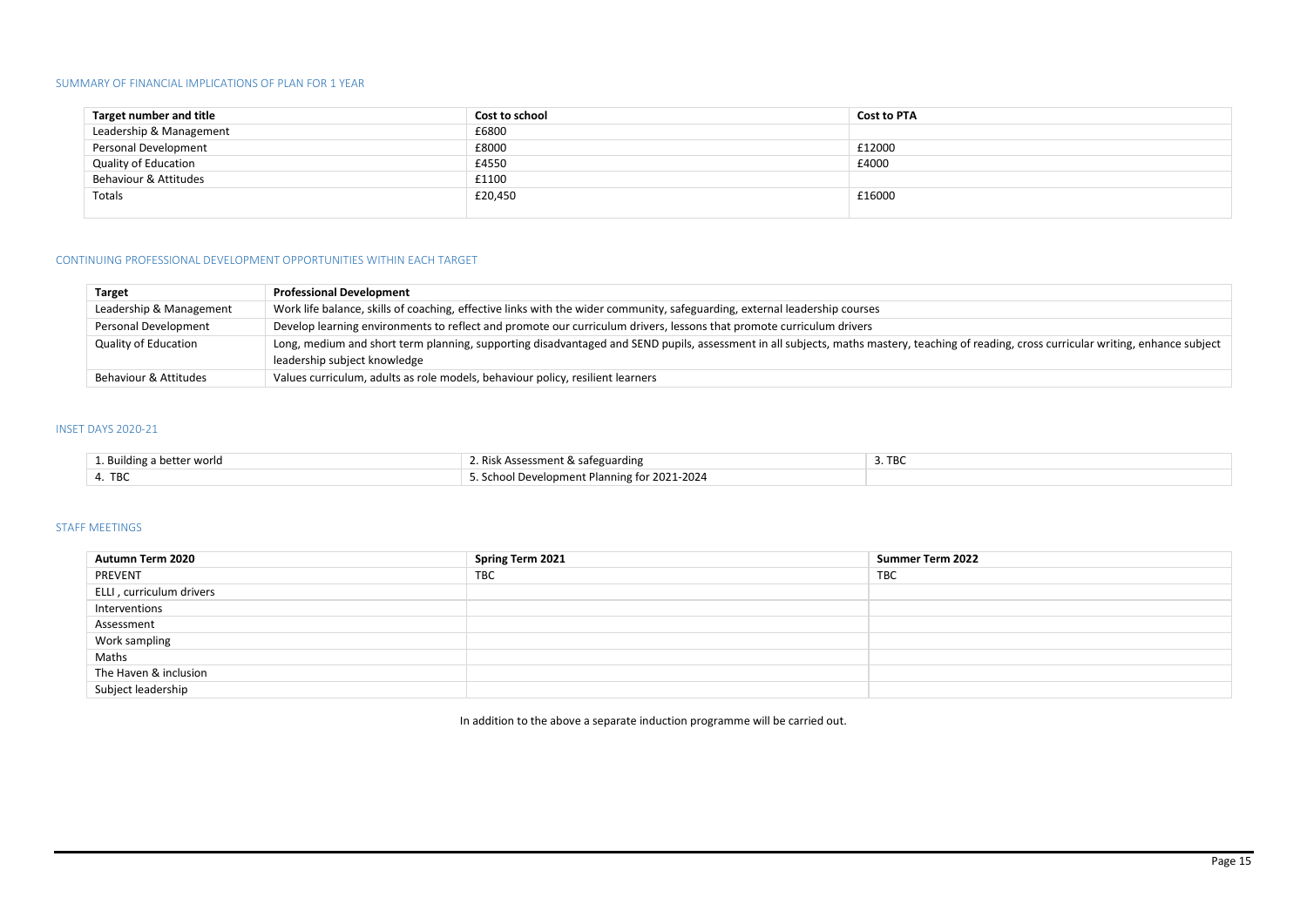## SUMMARY OF FINANCIAL IMPLICATIONS OF PLAN FOR 1 YEAR

| Target number and title | Cost to school | Cost to PTA |
|---|---|---|
| Leadership & Management | £6800 | |
| Personal Development | £8000 | £12000 |
| Quality of Education | £4550 | £4000 |
| Behaviour & Attitudes | £1100 | |
| Totals | £20,450 | £16000 |

## CONTINUING PROFESSIONAL DEVELOPMENT OPPORTUNITIES WITHIN EACH TARGET

| Target | Professional Development |
|---|---|
| Leadership & Management | Work life balance, skills of coaching, effective links with the wider community, safeguarding, external leadership courses |
| Personal Development | Develop learning environments to reflect and promote our curriculum drivers, lessons that promote curriculum drivers |
| Quality of Education | Long, medium and short term planning, supporting disadvantaged and SEND pupils, assessment in all subjects, maths mastery, teaching of reading, cross curricular writing, enhance subject leadership subject knowledge |
| Behaviour & Attitudes | Values curriculum, adults as role models, behaviour policy, resilient learners |

## INSET DAYS 2020-21

| | | |
|---|---|---|
| 1. Building a better world | 2. Risk Assessment & safeguarding | 3. TBC |
| 4. TBC | 5. School Development Planning for 2021-2024 | |

## STAFF MEETINGS

| Autumn Term 2020 | Spring Term 2021 | Summer Term 2022 |
|---|---|---|
| PREVENT | TBC | TBC |
| ELLI , curriculum drivers | | |
| Interventions | | |
| Assessment | | |
| Work sampling | | |
| Maths | | |
| The Haven & inclusion | | |
| Subject leadership | | |

In addition to the above a separate induction programme will be carried out.